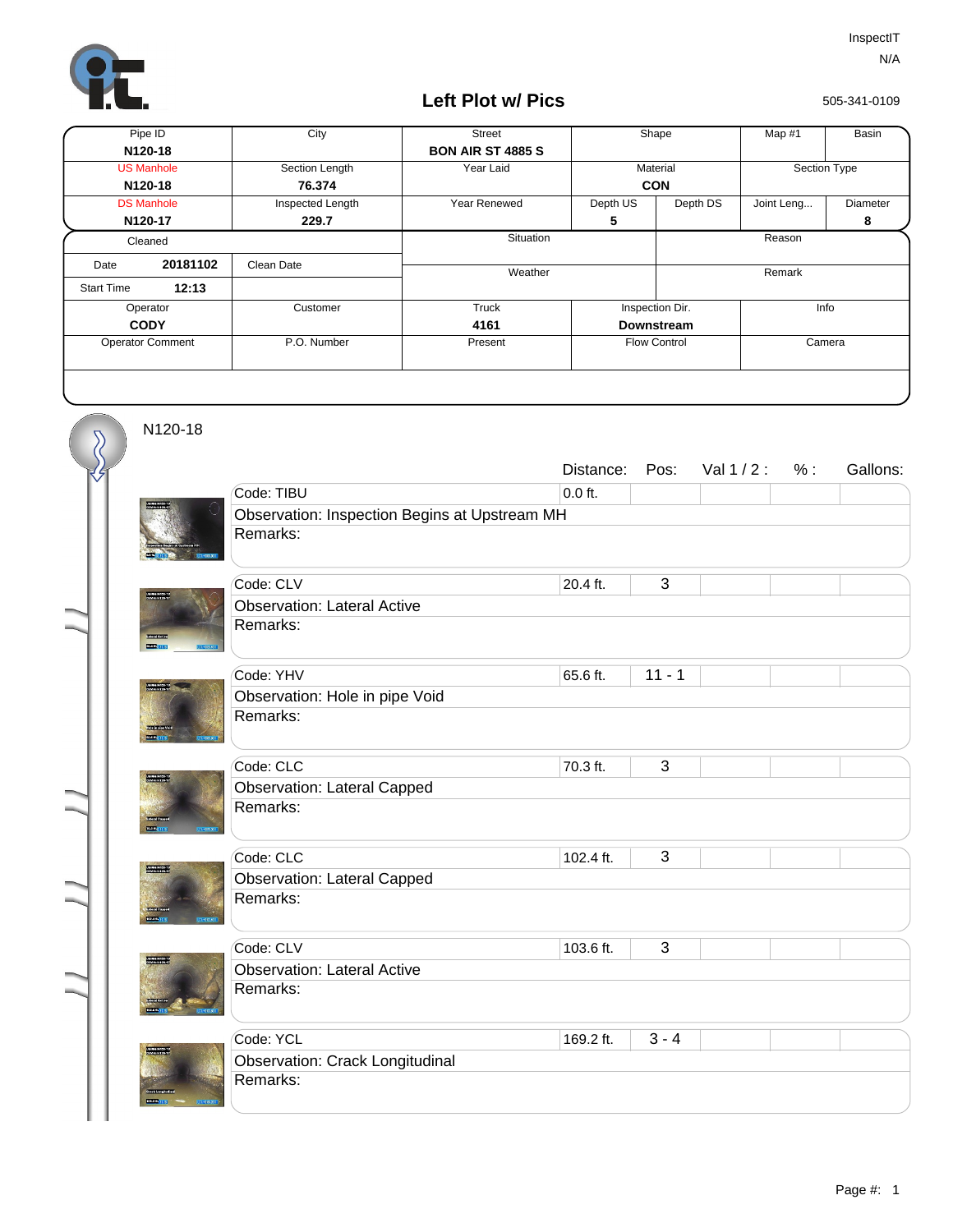InspectIT
N/A

# Left Plot w/ Pics

505-341-0109

| Pipe ID | City | Street | Shape | | Map #1 | Basin |
|---|---|---|---|---|---|---|
| **N120-18** | | **BON AIR ST 4885 S** | | | | |
| US Manhole | Section Length | Year Laid | Material | | Section Type | |
| **N120-18** | **76.374** | | **CON** | | | |
| DS Manhole | Inspected Length | Year Renewed | Depth US | Depth DS | Joint Leng... | Diameter |
| **N120-17** | **229.7** | | **5** | | | **8** |

| Cleaned | | | Situation | Reason |
|---|---|---|---|---|
| Date | **20181102** | Clean Date | Weather | Remark |
| Start Time | **12:13** | | | |

| Operator | Customer | Truck | Inspection Dir. | Info |
|---|---|---|---|---|
| **CODY** | | **4161** | **Downstream** | |
| Operator Comment | P.O. Number | Present | Flow Control | Camera |

N120-18

| Code | Observation | Remarks | Distance: | Pos: | Val 1 / 2 : | % : | Gallons: |
|---|---|---|---|---|---|---|---|
| TIBU | Inspection Begins at Upstream MH | | 0.0 ft. | | | | |
| CLV | Lateral Active | | 20.4 ft. | 3 | | | |
| YHV | Hole in pipe Void | | 65.6 ft. | 11 - 1 | | | |
| CLC | Lateral Capped | | 70.3 ft. | 3 | | | |
| CLC | Lateral Capped | | 102.4 ft. | 3 | | | |
| CLV | Lateral Active | | 103.6 ft. | 3 | | | |
| YCL | Crack Longitudinal | | 169.2 ft. | 3 - 4 | | | |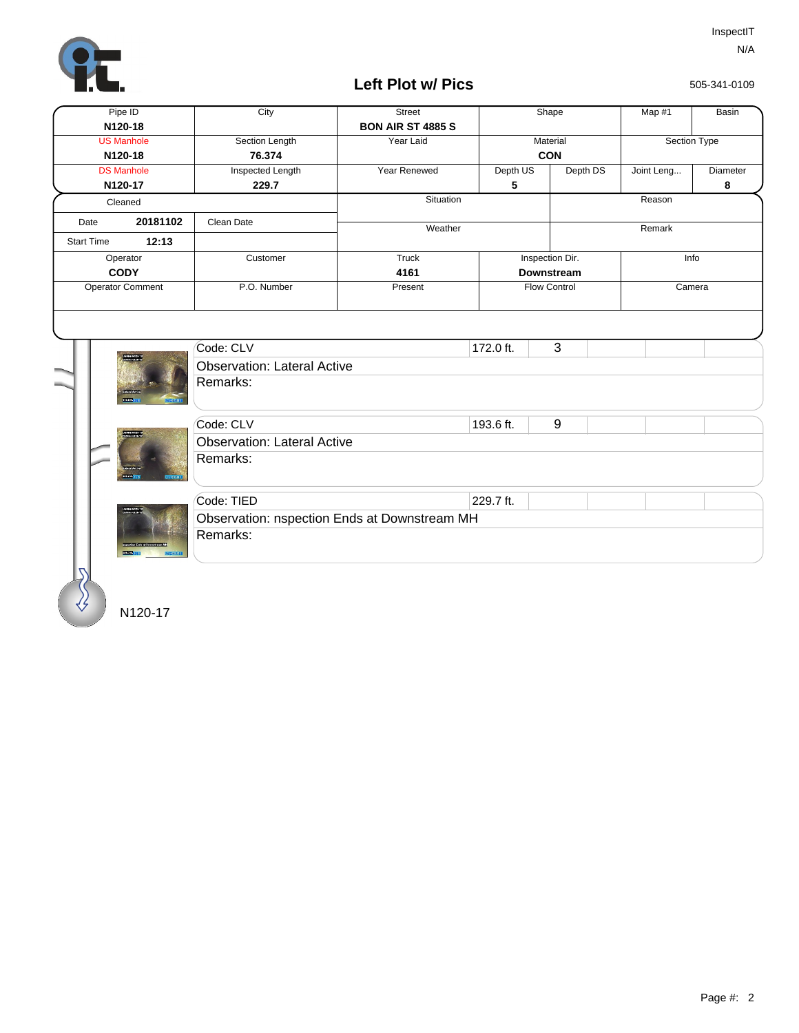InspectIT

N/A

505-341-0109

# Left Plot w/ Pics

| Pipe ID | City | Street | Shape | | Map #1 | Basin |
|---|---|---|---|---|---|---|
| **N120-18** | | **BON AIR ST 4885 S** | | | | |
| US Manhole | Section Length | Year Laid | Material | | Section Type | |
| **N120-18** | **76.374** | | **CON** | | | |
| DS Manhole | Inspected Length | Year Renewed | Depth US | Depth DS | Joint Leng... | Diameter |
| **N120-17** | **229.7** | | **5** | | | **8** |

| Cleaned | | Situation | Reason |
|---|---|---|---|
| Date **20181102** | Clean Date | Weather | Remark |
| Start Time **12:13** | | | |

| Operator | Customer | Truck | Inspection Dir. | Info |
|---|---|---|---|---|
| **CODY** | | **4161** | **Downstream** | |
| Operator Comment | P.O. Number | Present | Flow Control | Camera |

| Code | Distance | | | | | |
|---|---|---|---|---|---|---|
| Code: CLV | 172.0 ft. | 3 | | | | |
| Observation: Lateral Active | | | | | | |
| Remarks: | | | | | | |

| Code | Distance | | | | | |
|---|---|---|---|---|---|---|
| Code: CLV | 193.6 ft. | 9 | | | | |
| Observation: Lateral Active | | | | | | |
| Remarks: | | | | | | |

| Code | Distance | | | | | |
|---|---|---|---|---|---|---|
| Code: TIED | 229.7 ft. | | | | | |
| Observation: nspection Ends at Downstream MH | | | | | | |
| Remarks: | | | | | | |

N120-17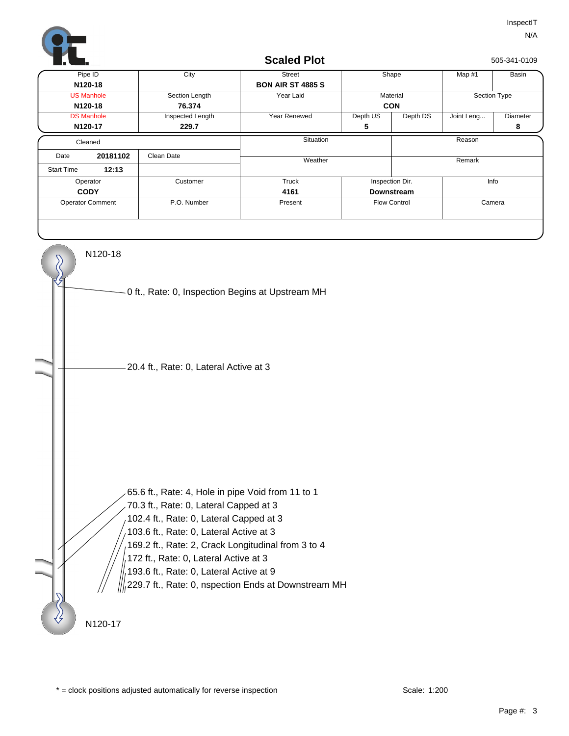InspectIT

N/A

# Scaled Plot

505-341-0109

| Pipe ID | City | Street | Shape | | Map #1 | Basin |
|---|---|---|---|---|---|---|
| **N120-18** | | **BON AIR ST 4885 S** | | | | |
| US Manhole | Section Length | Year Laid | Material | | Section Type | |
| **N120-18** | **76.374** | | **CON** | | | |
| DS Manhole | Inspected Length | Year Renewed | Depth US | Depth DS | Joint Leng... | Diameter |
| **N120-17** | **229.7** | | **5** | | | **8** |

| Cleaned | | Situation | Reason |
|---|---|---|---|
| Date **20181102** | Clean Date | Weather | Remark |
| Start Time **12:13** | | | |
| Operator | Customer | Truck | Inspection Dir. | Info |
| **CODY** | | **4161** | **Downstream** | |
| Operator Comment | P.O. Number | Present | Flow Control | Camera |

N120-18

0 ft., Rate: 0, Inspection Begins at Upstream MH

20.4 ft., Rate: 0, Lateral Active at 3

65.6 ft., Rate: 4, Hole in pipe Void from 11 to 1

70.3 ft., Rate: 0, Lateral Capped at 3

102.4 ft., Rate: 0, Lateral Capped at 3

103.6 ft., Rate: 0, Lateral Active at 3

169.2 ft., Rate: 2, Crack Longitudinal from 3 to 4

172 ft., Rate: 0, Lateral Active at 3

193.6 ft., Rate: 0, Lateral Active at 9

229.7 ft., Rate: 0, nspection Ends at Downstream MH

N120-17

* = clock positions adjusted automatically for reverse inspection

Scale: 1:200